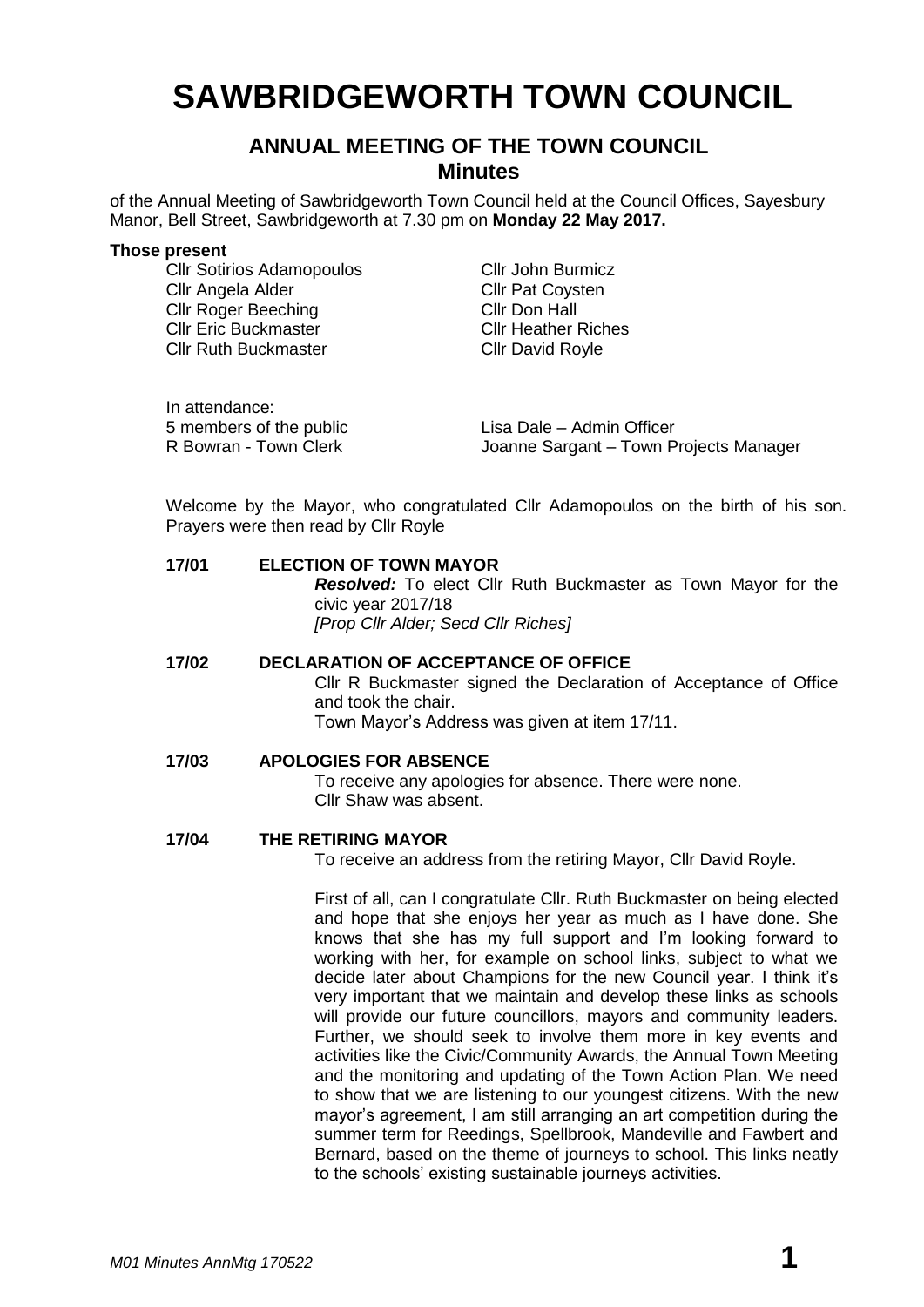# SAWBRIDGEWORTH TOWN COUNCIL

## ANNUAL MEETING OF THE TOWN COUNCIL
## Minutes

of the Annual Meeting of Sawbridgeworth Town Council held at the Council Offices, Sayesbury Manor, Bell Street, Sawbridgeworth at 7.30 pm on **Monday 22 May 2017.**

**Those present**

Cllr Sotirios Adamopoulos
Cllr Angela Alder
Cllr Roger Beeching
Cllr Eric Buckmaster
Cllr Ruth Buckmaster
Cllr John Burmicz
Cllr Pat Coysten
Cllr Don Hall
Cllr Heather Riches
Cllr David Royle

In attendance:
5 members of the public
R Bowran - Town Clerk
Lisa Dale – Admin Officer
Joanne Sargant – Town Projects Manager

Welcome by the Mayor, who congratulated Cllr Adamopoulos on the birth of his son. Prayers were then read by Cllr Royle

**17/01 ELECTION OF TOWN MAYOR**

***Resolved:*** To elect Cllr Ruth Buckmaster as Town Mayor for the civic year 2017/18
*[Prop Cllr Alder; Secd Cllr Riches]*

**17/02 DECLARATION OF ACCEPTANCE OF OFFICE**

Cllr R Buckmaster signed the Declaration of Acceptance of Office and took the chair.
Town Mayor's Address was given at item 17/11.

**17/03 APOLOGIES FOR ABSENCE**

To receive any apologies for absence. There were none.
Cllr Shaw was absent.

**17/04 THE RETIRING MAYOR**

To receive an address from the retiring Mayor, Cllr David Royle.

First of all, can I congratulate Cllr. Ruth Buckmaster on being elected and hope that she enjoys her year as much as I have done. She knows that she has my full support and I'm looking forward to working with her, for example on school links, subject to what we decide later about Champions for the new Council year. I think it's very important that we maintain and develop these links as schools will provide our future councillors, mayors and community leaders. Further, we should seek to involve them more in key events and activities like the Civic/Community Awards, the Annual Town Meeting and the monitoring and updating of the Town Action Plan. We need to show that we are listening to our youngest citizens. With the new mayor's agreement, I am still arranging an art competition during the summer term for Reedings, Spellbrook, Mandeville and Fawbert and Bernard, based on the theme of journeys to school. This links neatly to the schools' existing sustainable journeys activities.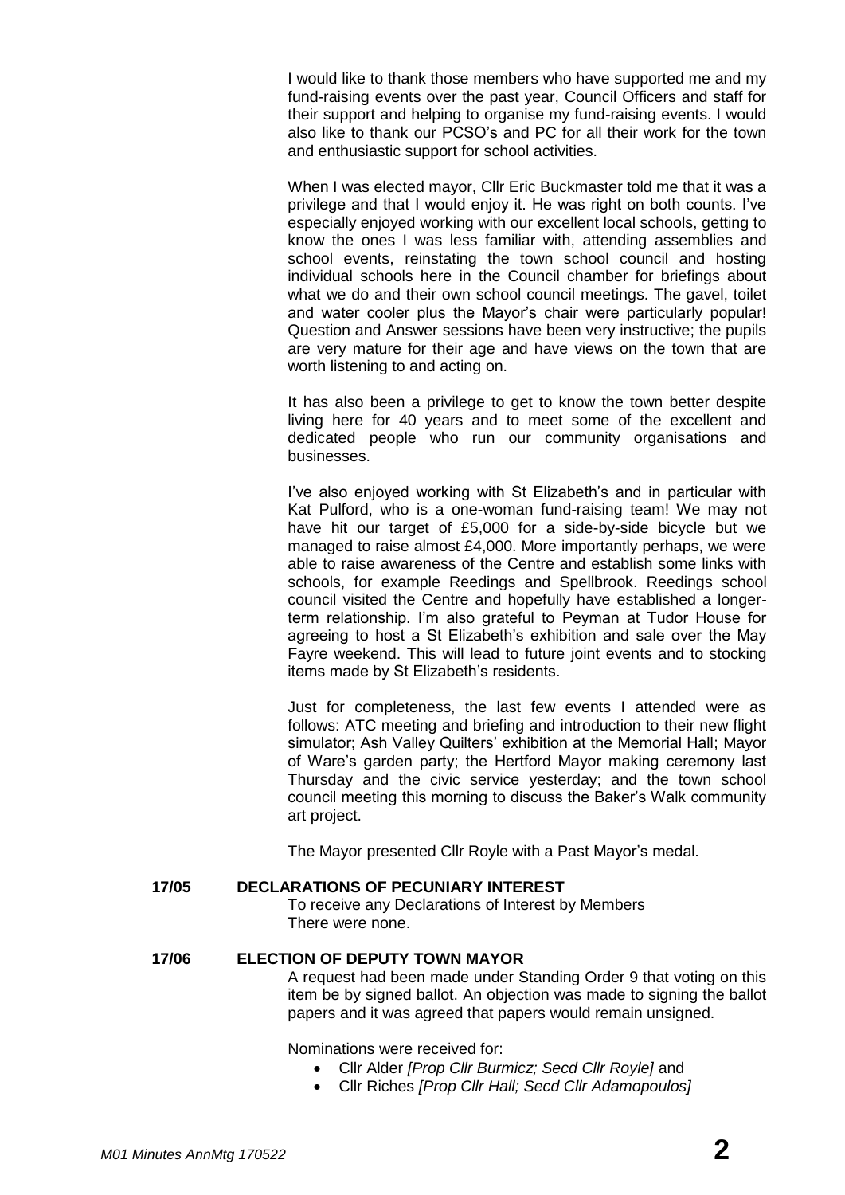I would like to thank those members who have supported me and my fund-raising events over the past year, Council Officers and staff for their support and helping to organise my fund-raising events. I would also like to thank our PCSO's and PC for all their work for the town and enthusiastic support for school activities.

When I was elected mayor, Cllr Eric Buckmaster told me that it was a privilege and that I would enjoy it. He was right on both counts. I've especially enjoyed working with our excellent local schools, getting to know the ones I was less familiar with, attending assemblies and school events, reinstating the town school council and hosting individual schools here in the Council chamber for briefings about what we do and their own school council meetings. The gavel, toilet and water cooler plus the Mayor's chair were particularly popular! Question and Answer sessions have been very instructive; the pupils are very mature for their age and have views on the town that are worth listening to and acting on.

It has also been a privilege to get to know the town better despite living here for 40 years and to meet some of the excellent and dedicated people who run our community organisations and businesses.

I've also enjoyed working with St Elizabeth's and in particular with Kat Pulford, who is a one-woman fund-raising team! We may not have hit our target of £5,000 for a side-by-side bicycle but we managed to raise almost £4,000. More importantly perhaps, we were able to raise awareness of the Centre and establish some links with schools, for example Reedings and Spellbrook. Reedings school council visited the Centre and hopefully have established a longer-term relationship. I'm also grateful to Peyman at Tudor House for agreeing to host a St Elizabeth's exhibition and sale over the May Fayre weekend. This will lead to future joint events and to stocking items made by St Elizabeth's residents.

Just for completeness, the last few events I attended were as follows: ATC meeting and briefing and introduction to their new flight simulator; Ash Valley Quilters' exhibition at the Memorial Hall; Mayor of Ware's garden party; the Hertford Mayor making ceremony last Thursday and the civic service yesterday; and the town school council meeting this morning to discuss the Baker's Walk community art project.

The Mayor presented Cllr Royle with a Past Mayor's medal.

**17/05 DECLARATIONS OF PECUNIARY INTEREST**

To receive any Declarations of Interest by Members
There were none.

**17/06 ELECTION OF DEPUTY TOWN MAYOR**

A request had been made under Standing Order 9 that voting on this item be by signed ballot. An objection was made to signing the ballot papers and it was agreed that papers would remain unsigned.

Nominations were received for:

- Cllr Alder *[Prop Cllr Burmicz; Secd Cllr Royle]* and
- Cllr Riches *[Prop Cllr Hall; Secd Cllr Adamopoulos]*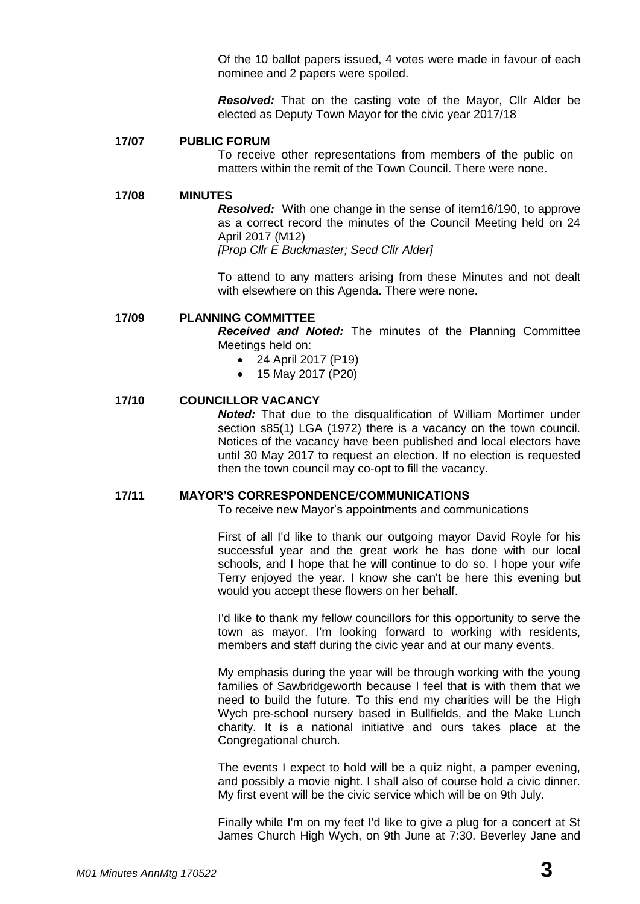Of the 10 ballot papers issued, 4 votes were made in favour of each nominee and 2 papers were spoiled.

***Resolved:*** That on the casting vote of the Mayor, Cllr Alder be elected as Deputy Town Mayor for the civic year 2017/18

**17/07 PUBLIC FORUM**

To receive other representations from members of the public on matters within the remit of the Town Council. There were none.

**17/08 MINUTES**

***Resolved:*** With one change in the sense of item16/190, to approve as a correct record the minutes of the Council Meeting held on 24 April 2017 (M12)
*[Prop Cllr E Buckmaster; Secd Cllr Alder]*

To attend to any matters arising from these Minutes and not dealt with elsewhere on this Agenda. There were none.

**17/09 PLANNING COMMITTEE**

***Received and Noted:*** The minutes of the Planning Committee Meetings held on:

- 24 April 2017 (P19)
- 15 May 2017 (P20)

**17/10 COUNCILLOR VACANCY**

***Noted:*** That due to the disqualification of William Mortimer under section s85(1) LGA (1972) there is a vacancy on the town council. Notices of the vacancy have been published and local electors have until 30 May 2017 to request an election. If no election is requested then the town council may co-opt to fill the vacancy.

**17/11 MAYOR'S CORRESPONDENCE/COMMUNICATIONS**

To receive new Mayor's appointments and communications

First of all I'd like to thank our outgoing mayor David Royle for his successful year and the great work he has done with our local schools, and I hope that he will continue to do so. I hope your wife Terry enjoyed the year. I know she can't be here this evening but would you accept these flowers on her behalf.

I'd like to thank my fellow councillors for this opportunity to serve the town as mayor. I'm looking forward to working with residents, members and staff during the civic year and at our many events.

My emphasis during the year will be through working with the young families of Sawbridgeworth because I feel that is with them that we need to build the future. To this end my charities will be the High Wych pre-school nursery based in Bullfields, and the Make Lunch charity. It is a national initiative and ours takes place at the Congregational church.

The events I expect to hold will be a quiz night, a pamper evening, and possibly a movie night. I shall also of course hold a civic dinner. My first event will be the civic service which will be on 9th July.

Finally while I'm on my feet I'd like to give a plug for a concert at St James Church High Wych, on 9th June at 7:30. Beverley Jane and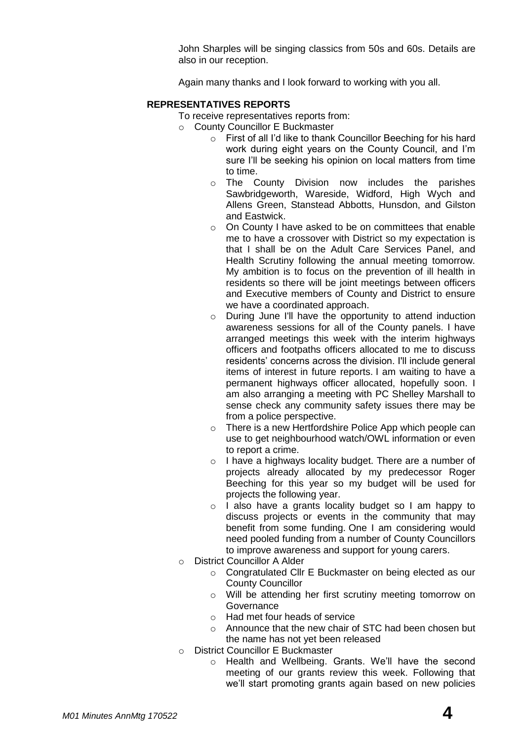John Sharples will be singing classics from 50s and 60s. Details are also in our reception.

Again many thanks and I look forward to working with you all.

**REPRESENTATIVES REPORTS**

To receive representatives reports from:

- County Councillor E Buckmaster
  - First of all I'd like to thank Councillor Beeching for his hard work during eight years on the County Council, and I'm sure I'll be seeking his opinion on local matters from time to time.
  - The County Division now includes the parishes Sawbridgeworth, Wareside, Widford, High Wych and Allens Green, Stanstead Abbotts, Hunsdon, and Gilston and Eastwick.
  - On County I have asked to be on committees that enable me to have a crossover with District so my expectation is that I shall be on the Adult Care Services Panel, and Health Scrutiny following the annual meeting tomorrow. My ambition is to focus on the prevention of ill health in residents so there will be joint meetings between officers and Executive members of County and District to ensure we have a coordinated approach.
  - During June I'll have the opportunity to attend induction awareness sessions for all of the County panels. I have arranged meetings this week with the interim highways officers and footpaths officers allocated to me to discuss residents' concerns across the division. I'll include general items of interest in future reports. I am waiting to have a permanent highways officer allocated, hopefully soon. I am also arranging a meeting with PC Shelley Marshall to sense check any community safety issues there may be from a police perspective.
  - There is a new Hertfordshire Police App which people can use to get neighbourhood watch/OWL information or even to report a crime.
  - I have a highways locality budget. There are a number of projects already allocated by my predecessor Roger Beeching for this year so my budget will be used for projects the following year.
  - I also have a grants locality budget so I am happy to discuss projects or events in the community that may benefit from some funding. One I am considering would need pooled funding from a number of County Councillors to improve awareness and support for young carers.
- District Councillor A Alder
  - Congratulated Cllr E Buckmaster on being elected as our County Councillor
  - Will be attending her first scrutiny meeting tomorrow on Governance
  - Had met four heads of service
  - Announce that the new chair of STC had been chosen but the name has not yet been released
- District Councillor E Buckmaster
  - Health and Wellbeing. Grants. We'll have the second meeting of our grants review this week. Following that we'll start promoting grants again based on new policies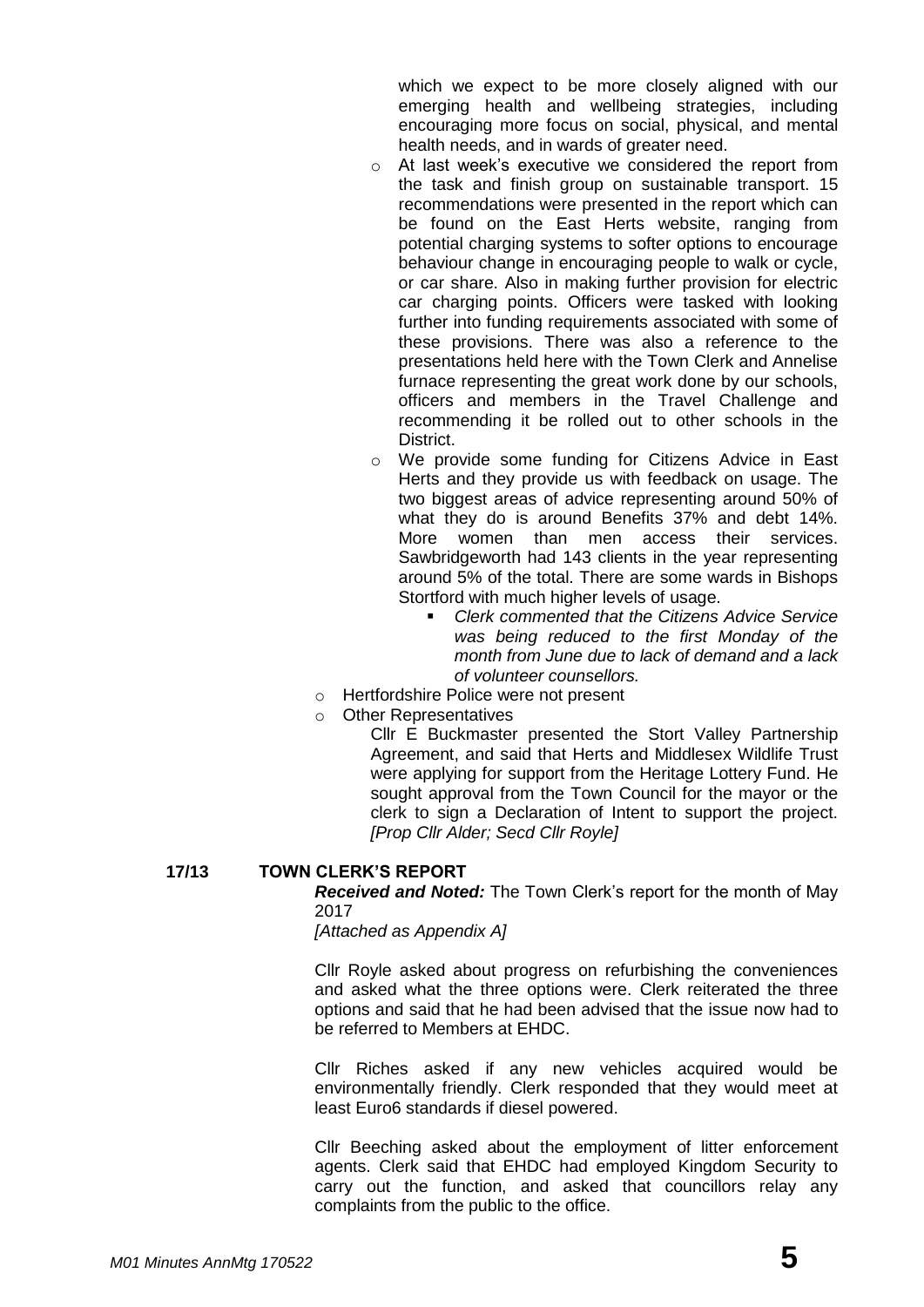which we expect to be more closely aligned with our emerging health and wellbeing strategies, including encouraging more focus on social, physical, and mental health needs, and in wards of greater need.

- At last week's executive we considered the report from the task and finish group on sustainable transport. 15 recommendations were presented in the report which can be found on the East Herts website, ranging from potential charging systems to softer options to encourage behaviour change in encouraging people to walk or cycle, or car share. Also in making further provision for electric car charging points. Officers were tasked with looking further into funding requirements associated with some of these provisions. There was also a reference to the presentations held here with the Town Clerk and Annelise furnace representing the great work done by our schools, officers and members in the Travel Challenge and recommending it be rolled out to other schools in the District.
- We provide some funding for Citizens Advice in East Herts and they provide us with feedback on usage. The two biggest areas of advice representing around 50% of what they do is around Benefits 37% and debt 14%. More women than men access their services. Sawbridgeworth had 143 clients in the year representing around 5% of the total. There are some wards in Bishops Stortford with much higher levels of usage.
  - *Clerk commented that the Citizens Advice Service was being reduced to the first Monday of the month from June due to lack of demand and a lack of volunteer counsellors.*
- Hertfordshire Police were not present
- Other Representatives

  Cllr E Buckmaster presented the Stort Valley Partnership Agreement, and said that Herts and Middlesex Wildlife Trust were applying for support from the Heritage Lottery Fund. He sought approval from the Town Council for the mayor or the clerk to sign a Declaration of Intent to support the project. *[Prop Cllr Alder; Secd Cllr Royle]*

## 17/13 TOWN CLERK'S REPORT

***Received and Noted:*** The Town Clerk's report for the month of May 2017

*[Attached as Appendix A]*

Cllr Royle asked about progress on refurbishing the conveniences and asked what the three options were. Clerk reiterated the three options and said that he had been advised that the issue now had to be referred to Members at EHDC.

Cllr Riches asked if any new vehicles acquired would be environmentally friendly. Clerk responded that they would meet at least Euro6 standards if diesel powered.

Cllr Beeching asked about the employment of litter enforcement agents. Clerk said that EHDC had employed Kingdom Security to carry out the function, and asked that councillors relay any complaints from the public to the office.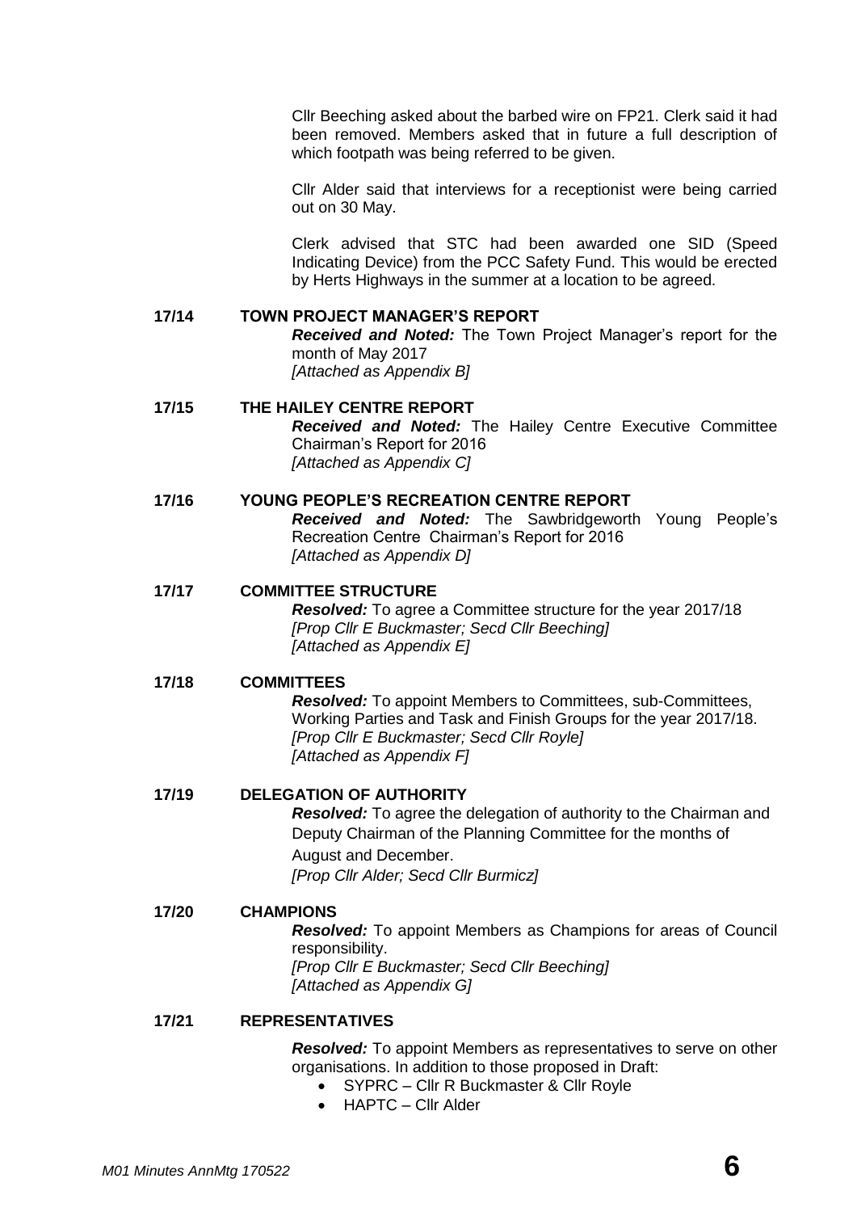Cllr Beeching asked about the barbed wire on FP21. Clerk said it had been removed. Members asked that in future a full description of which footpath was being referred to be given.

Cllr Alder said that interviews for a receptionist were being carried out on 30 May.

Clerk advised that STC had been awarded one SID (Speed Indicating Device) from the PCC Safety Fund. This would be erected by Herts Highways in the summer at a location to be agreed.

**17/14 TOWN PROJECT MANAGER'S REPORT**

***Received and Noted:*** The Town Project Manager's report for the month of May 2017
*[Attached as Appendix B]*

**17/15 THE HAILEY CENTRE REPORT**

***Received and Noted:*** The Hailey Centre Executive Committee Chairman's Report for 2016
*[Attached as Appendix C]*

**17/16 YOUNG PEOPLE'S RECREATION CENTRE REPORT**

***Received and Noted:*** The Sawbridgeworth Young People's Recreation Centre Chairman's Report for 2016
*[Attached as Appendix D]*

**17/17 COMMITTEE STRUCTURE**

***Resolved:*** To agree a Committee structure for the year 2017/18
*[Prop Cllr E Buckmaster; Secd Cllr Beeching]*
*[Attached as Appendix E]*

**17/18 COMMITTEES**

***Resolved:*** To appoint Members to Committees, sub-Committees, Working Parties and Task and Finish Groups for the year 2017/18.
*[Prop Cllr E Buckmaster; Secd Cllr Royle]*
*[Attached as Appendix F]*

**17/19 DELEGATION OF AUTHORITY**

***Resolved:*** To agree the delegation of authority to the Chairman and Deputy Chairman of the Planning Committee for the months of August and December.
*[Prop Cllr Alder; Secd Cllr Burmicz]*

**17/20 CHAMPIONS**

***Resolved:*** To appoint Members as Champions for areas of Council responsibility.
*[Prop Cllr E Buckmaster; Secd Cllr Beeching]*
*[Attached as Appendix G]*

**17/21 REPRESENTATIVES**

***Resolved:*** To appoint Members as representatives to serve on other organisations. In addition to those proposed in Draft:

- SYPRC – Cllr R Buckmaster & Cllr Royle
- HAPTC – Cllr Alder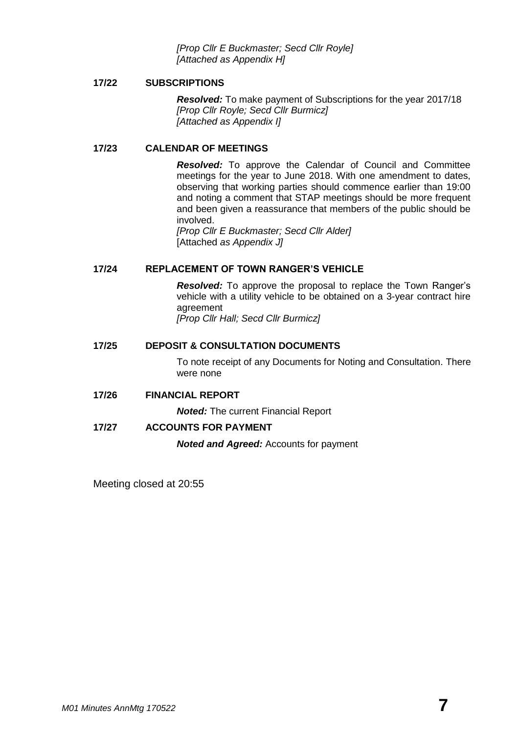*[Prop Cllr E Buckmaster; Secd Cllr Royle]*
*[Attached as Appendix H]*

**17/22 SUBSCRIPTIONS**

***Resolved:*** To make payment of Subscriptions for the year 2017/18
*[Prop Cllr Royle; Secd Cllr Burmicz]*
*[Attached as Appendix I]*

**17/23 CALENDAR OF MEETINGS**

***Resolved:*** To approve the Calendar of Council and Committee meetings for the year to June 2018. With one amendment to dates, observing that working parties should commence earlier than 19:00 and noting a comment that STAP meetings should be more frequent and been given a reassurance that members of the public should be involved.
*[Prop Cllr E Buckmaster; Secd Cllr Alder]*
[Attached *as Appendix J]*

**17/24 REPLACEMENT OF TOWN RANGER'S VEHICLE**

***Resolved:*** To approve the proposal to replace the Town Ranger's vehicle with a utility vehicle to be obtained on a 3-year contract hire agreement
*[Prop Cllr Hall; Secd Cllr Burmicz]*

**17/25 DEPOSIT & CONSULTATION DOCUMENTS**

To note receipt of any Documents for Noting and Consultation. There were none

**17/26 FINANCIAL REPORT**

***Noted:*** The current Financial Report

**17/27 ACCOUNTS FOR PAYMENT**

***Noted and Agreed:*** Accounts for payment

Meeting closed at 20:55